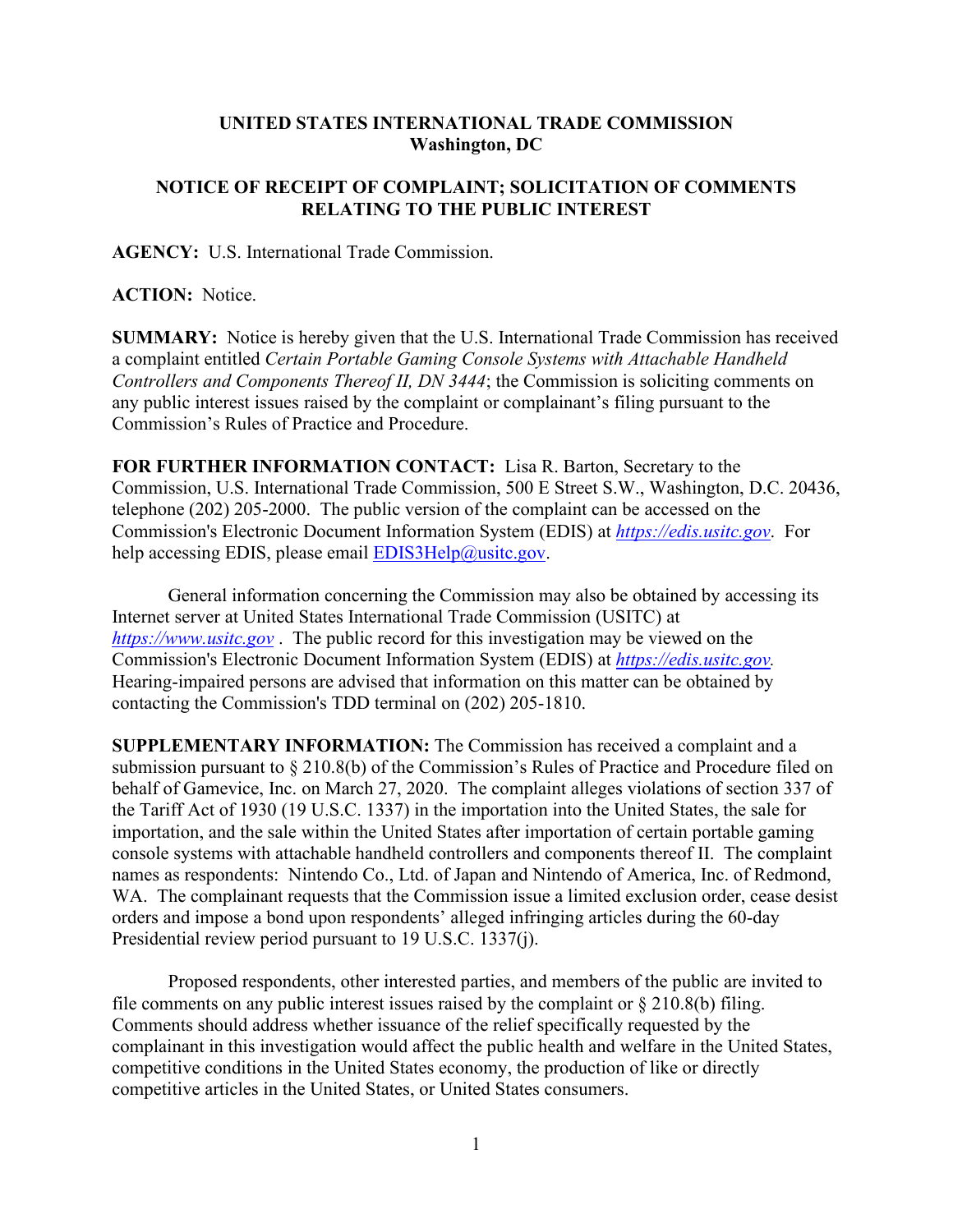**UNITED STATES INTERNATIONAL TRADE COMMISSION**
**Washington, DC**

**NOTICE OF RECEIPT OF COMPLAINT; SOLICITATION OF COMMENTS RELATING TO THE PUBLIC INTEREST**

**AGENCY:** U.S. International Trade Commission.

**ACTION:** Notice.

**SUMMARY:** Notice is hereby given that the U.S. International Trade Commission has received a complaint entitled *Certain Portable Gaming Console Systems with Attachable Handheld Controllers and Components Thereof II, DN 3444*; the Commission is soliciting comments on any public interest issues raised by the complaint or complainant's filing pursuant to the Commission's Rules of Practice and Procedure.

**FOR FURTHER INFORMATION CONTACT:** Lisa R. Barton, Secretary to the Commission, U.S. International Trade Commission, 500 E Street S.W., Washington, D.C. 20436, telephone (202) 205-2000. The public version of the complaint can be accessed on the Commission's Electronic Document Information System (EDIS) at *https://edis.usitc.gov*. For help accessing EDIS, please email EDIS3Help@usitc.gov.

General information concerning the Commission may also be obtained by accessing its Internet server at United States International Trade Commission (USITC) at *https://www.usitc.gov* . The public record for this investigation may be viewed on the Commission's Electronic Document Information System (EDIS) at *https://edis.usitc.gov.* Hearing-impaired persons are advised that information on this matter can be obtained by contacting the Commission's TDD terminal on (202) 205-1810.

**SUPPLEMENTARY INFORMATION:** The Commission has received a complaint and a submission pursuant to § 210.8(b) of the Commission's Rules of Practice and Procedure filed on behalf of Gamevice, Inc. on March 27, 2020. The complaint alleges violations of section 337 of the Tariff Act of 1930 (19 U.S.C. 1337) in the importation into the United States, the sale for importation, and the sale within the United States after importation of certain portable gaming console systems with attachable handheld controllers and components thereof II. The complaint names as respondents: Nintendo Co., Ltd. of Japan and Nintendo of America, Inc. of Redmond, WA. The complainant requests that the Commission issue a limited exclusion order, cease desist orders and impose a bond upon respondents' alleged infringing articles during the 60-day Presidential review period pursuant to 19 U.S.C. 1337(j).

Proposed respondents, other interested parties, and members of the public are invited to file comments on any public interest issues raised by the complaint or § 210.8(b) filing. Comments should address whether issuance of the relief specifically requested by the complainant in this investigation would affect the public health and welfare in the United States, competitive conditions in the United States economy, the production of like or directly competitive articles in the United States, or United States consumers.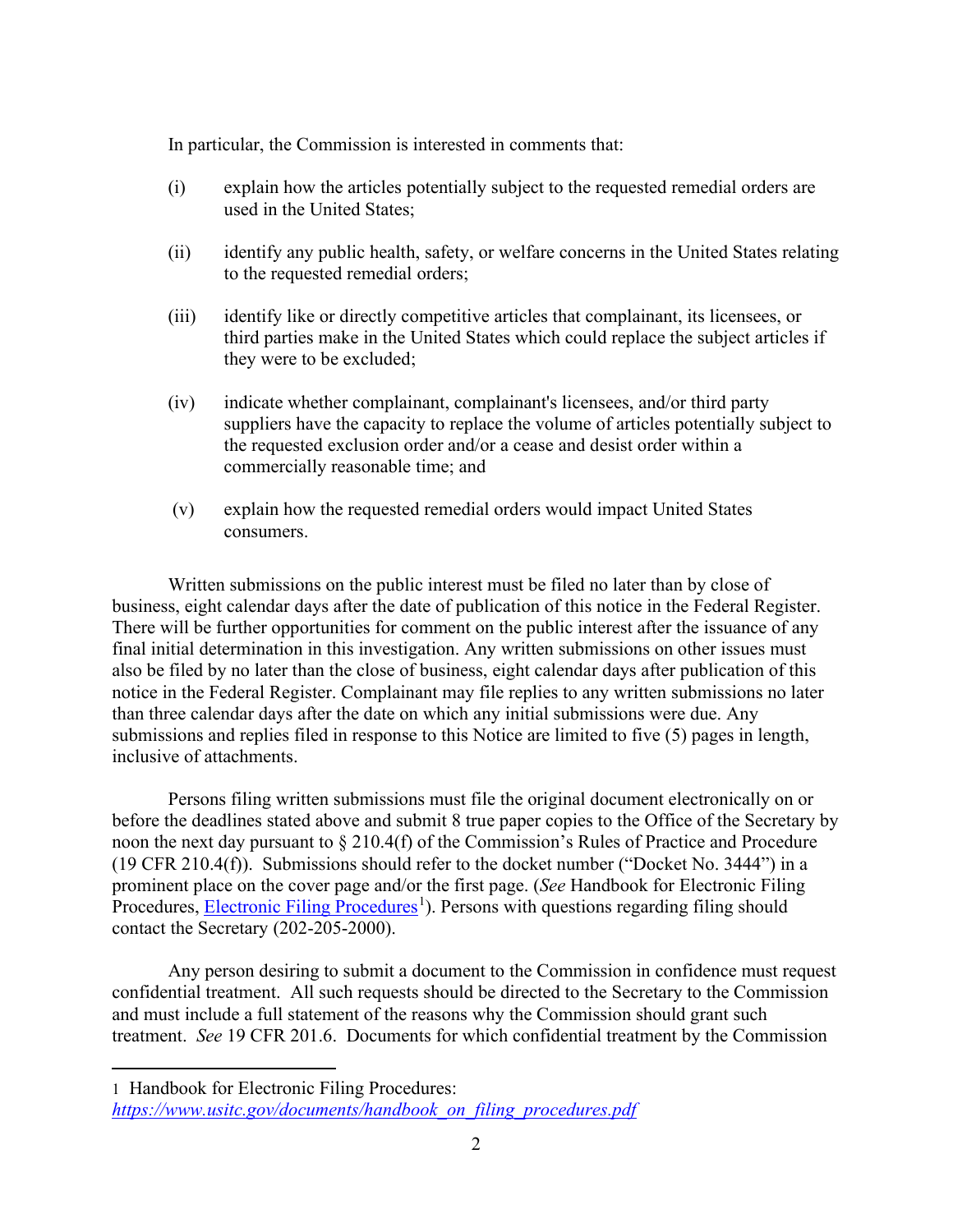In particular, the Commission is interested in comments that:

(i) explain how the articles potentially subject to the requested remedial orders are used in the United States;

(ii) identify any public health, safety, or welfare concerns in the United States relating to the requested remedial orders;

(iii) identify like or directly competitive articles that complainant, its licensees, or third parties make in the United States which could replace the subject articles if they were to be excluded;

(iv) indicate whether complainant, complainant's licensees, and/or third party suppliers have the capacity to replace the volume of articles potentially subject to the requested exclusion order and/or a cease and desist order within a commercially reasonable time; and

(v) explain how the requested remedial orders would impact United States consumers.

Written submissions on the public interest must be filed no later than by close of business, eight calendar days after the date of publication of this notice in the Federal Register. There will be further opportunities for comment on the public interest after the issuance of any final initial determination in this investigation. Any written submissions on other issues must also be filed by no later than the close of business, eight calendar days after publication of this notice in the Federal Register. Complainant may file replies to any written submissions no later than three calendar days after the date on which any initial submissions were due. Any submissions and replies filed in response to this Notice are limited to five (5) pages in length, inclusive of attachments.

Persons filing written submissions must file the original document electronically on or before the deadlines stated above and submit 8 true paper copies to the Office of the Secretary by noon the next day pursuant to § 210.4(f) of the Commission's Rules of Practice and Procedure (19 CFR 210.4(f)). Submissions should refer to the docket number ("Docket No. 3444") in a prominent place on the cover page and/or the first page. (*See* Handbook for Electronic Filing Procedures, Electronic Filing Procedures[1]). Persons with questions regarding filing should contact the Secretary (202-205-2000).

Any person desiring to submit a document to the Commission in confidence must request confidential treatment. All such requests should be directed to the Secretary to the Commission and must include a full statement of the reasons why the Commission should grant such treatment. *See* 19 CFR 201.6. Documents for which confidential treatment by the Commission

---

1 Handbook for Electronic Filing Procedures: *https://www.usitc.gov/documents/handbook_on_filing_procedures.pdf*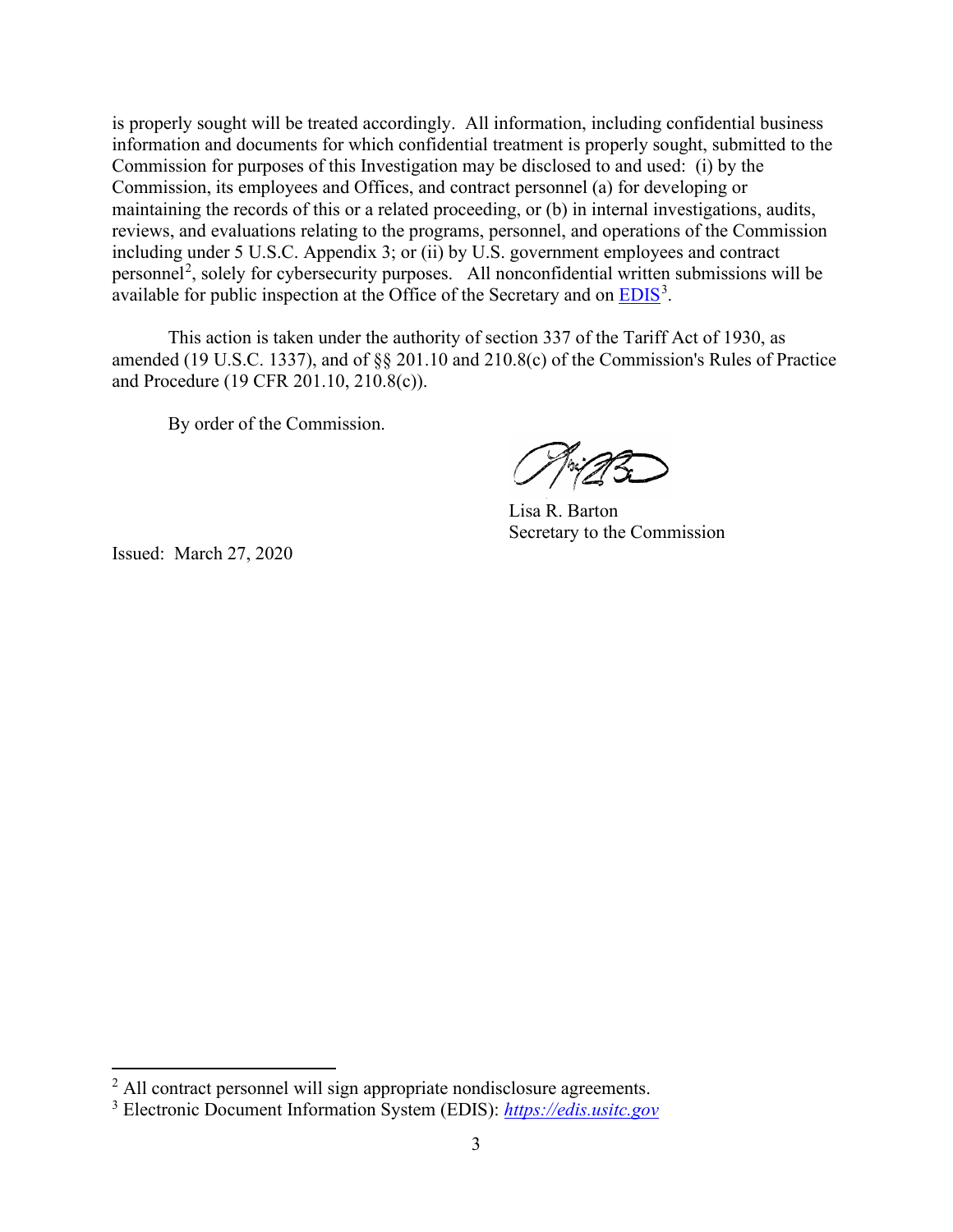is properly sought will be treated accordingly. All information, including confidential business information and documents for which confidential treatment is properly sought, submitted to the Commission for purposes of this Investigation may be disclosed to and used: (i) by the Commission, its employees and Offices, and contract personnel (a) for developing or maintaining the records of this or a related proceeding, or (b) in internal investigations, audits, reviews, and evaluations relating to the programs, personnel, and operations of the Commission including under 5 U.S.C. Appendix 3; or (ii) by U.S. government employees and contract personnel[2], solely for cybersecurity purposes. All nonconfidential written submissions will be available for public inspection at the Office of the Secretary and on EDIS[3].

This action is taken under the authority of section 337 of the Tariff Act of 1930, as amended (19 U.S.C. 1337), and of §§ 201.10 and 210.8(c) of the Commission's Rules of Practice and Procedure (19 CFR 201.10, 210.8(c)).

By order of the Commission.

Lisa R. Barton
Secretary to the Commission

Issued: March 27, 2020

[2] All contract personnel will sign appropriate nondisclosure agreements.

[3] Electronic Document Information System (EDIS): *https://edis.usitc.gov*